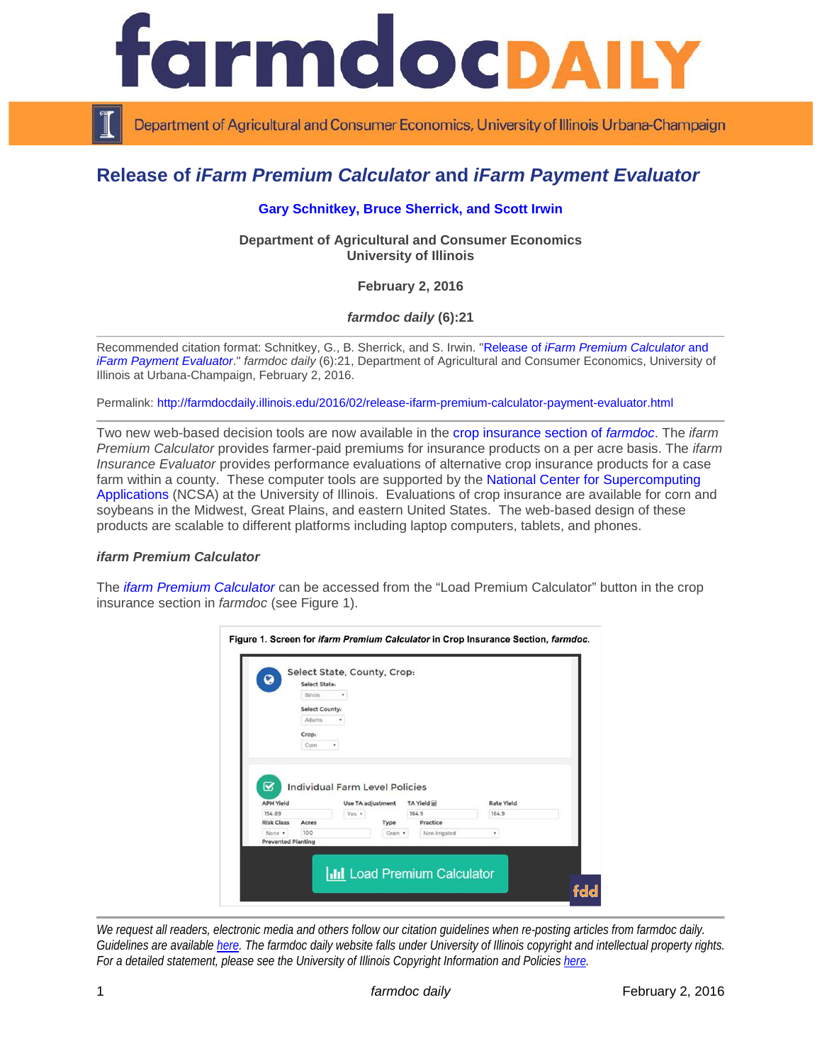# Release of *iFarm Premium Calculator* and *iFarm Payment Evaluator*

**Gary Schnitkey, Bruce Sherrick, and Scott Irwin**

**Department of Agricultural and Consumer Economics**
**University of Illinois**

**February 2, 2016**

***farmdoc daily* (6):21**

Recommended citation format: Schnitkey, G., B. Sherrick, and S. Irwin. "Release of *iFarm Premium Calculator* and *iFarm Payment Evaluator*." *farmdoc daily* (6):21, Department of Agricultural and Consumer Economics, University of Illinois at Urbana-Champaign, February 2, 2016.

Permalink: http://farmdocdaily.illinois.edu/2016/02/release-ifarm-premium-calculator-payment-evaluator.html

Two new web-based decision tools are now available in the crop insurance section of *farmdoc*. The *ifarm Premium Calculator* provides farmer-paid premiums for insurance products on a per acre basis. The *ifarm Insurance Evaluator* provides performance evaluations of alternative crop insurance products for a case farm within a county. These computer tools are supported by the National Center for Supercomputing Applications (NCSA) at the University of Illinois. Evaluations of crop insurance are available for corn and soybeans in the Midwest, Great Plains, and eastern United States. The web-based design of these products are scalable to different platforms including laptop computers, tablets, and phones.

### *ifarm Premium Calculator*

The *ifarm Premium Calculator* can be accessed from the "Load Premium Calculator" button in the crop insurance section in *farmdoc* (see Figure 1).

Figure 1. Screen for *ifarm Premium Calculator* in Crop Insurance Section, *farmdoc*.

*We request all readers, electronic media and others follow our citation guidelines when re-posting articles from farmdoc daily. Guidelines are available here. The farmdoc daily website falls under University of Illinois copyright and intellectual property rights. For a detailed statement, please see the University of Illinois Copyright Information and Policies here.*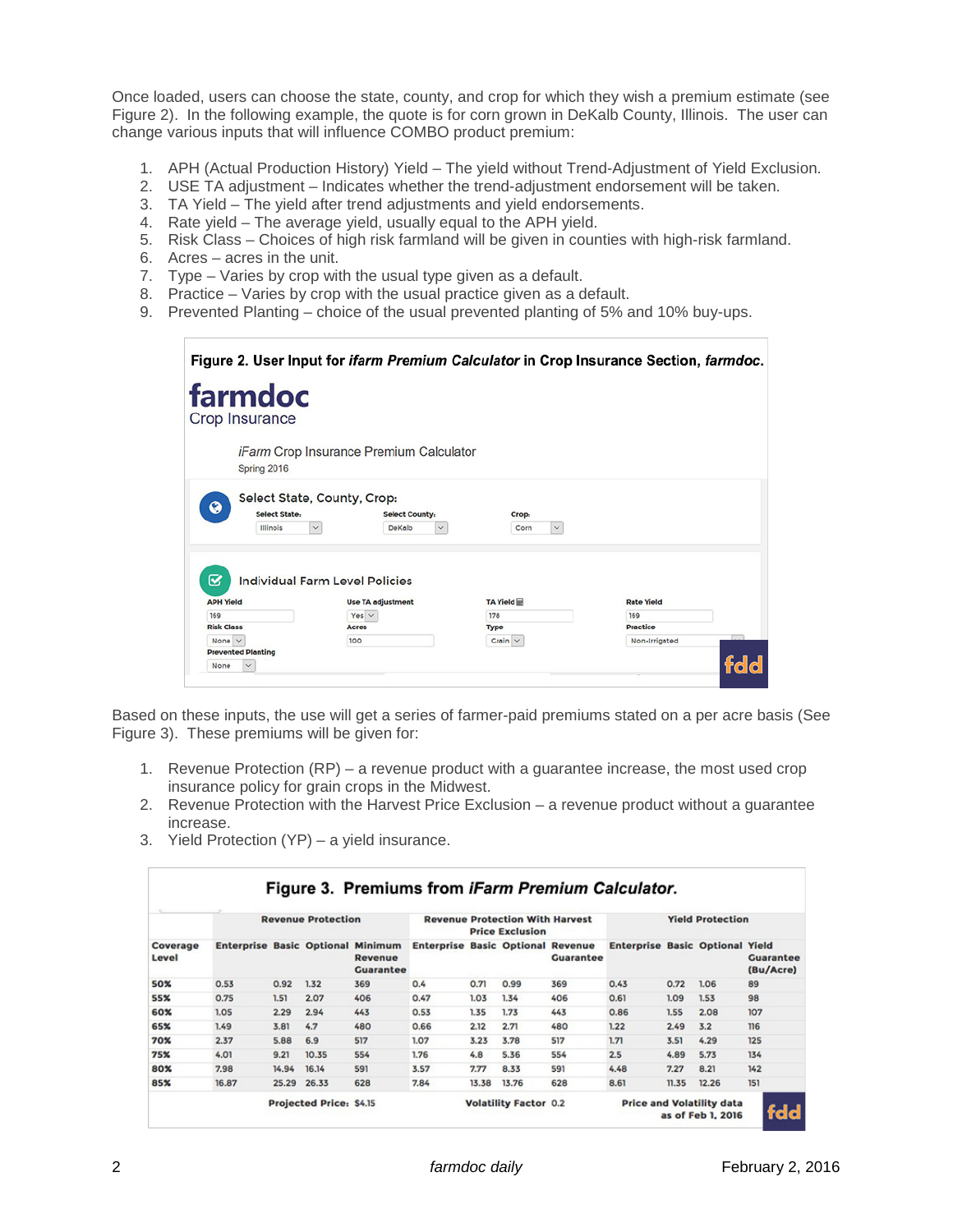Once loaded, users can choose the state, county, and crop for which they wish a premium estimate (see Figure 2). In the following example, the quote is for corn grown in DeKalb County, Illinois. The user can change various inputs that will influence COMBO product premium:

1. APH (Actual Production History) Yield – The yield without Trend-Adjustment of Yield Exclusion.
2. USE TA adjustment – Indicates whether the trend-adjustment endorsement will be taken.
3. TA Yield – The yield after trend adjustments and yield endorsements.
4. Rate yield – The average yield, usually equal to the APH yield.
5. Risk Class – Choices of high risk farmland will be given in counties with high-risk farmland.
6. Acres – acres in the unit.
7. Type – Varies by crop with the usual type given as a default.
8. Practice – Varies by crop with the usual practice given as a default.
9. Prevented Planting – choice of the usual prevented planting of 5% and 10% buy-ups.

**Figure 2. User Input for *ifarm Premium Calculator* in Crop Insurance Section, *farmdoc*.**

farmdoc Crop Insurance

*iFarm* Crop Insurance Premium Calculator
Spring 2016

Select State, County, Crop:

| Select State: | Select County: | Crop: |
|---|---|---|
| Illinois | DeKalb | Corn |

Individual Farm Level Policies

| APH Yield | Use TA adjustment | TA Yield | Rate Yield |
|---|---|---|---|
| 169 | Yes | 178 | 169 |
| **Risk Class** | **Acres** | **Type** | **Practice** |
| None | 100 | Grain | Non-Irrigated |
| **Prevented Planting** | | | |
| None | | | |

Based on these inputs, the use will get a series of farmer-paid premiums stated on a per acre basis (See Figure 3). These premiums will be given for:

1. Revenue Protection (RP) – a revenue product with a guarantee increase, the most used crop insurance policy for grain crops in the Midwest.
2. Revenue Protection with the Harvest Price Exclusion – a revenue product without a guarantee increase.
3. Yield Protection (YP) – a yield insurance.

**Figure 3. Premiums from *iFarm Premium Calculator*.**

| | Revenue Protection | | | | Revenue Protection With Harvest Price Exclusion | | | | Yield Protection | | | |
|---|---|---|---|---|---|---|---|---|---|---|---|---|
| Coverage Level | Enterprise | Basic | Optional | Minimum Revenue Guarantee | Enterprise | Basic | Optional | Revenue Guarantee | Enterprise | Basic | Optional | Yield Guarantee (Bu/Acre) |
| 50% | 0.53 | 0.92 | 1.32 | 369 | 0.4 | 0.71 | 0.99 | 369 | 0.43 | 0.72 | 1.06 | 89 |
| 55% | 0.75 | 1.51 | 2.07 | 406 | 0.47 | 1.03 | 1.34 | 406 | 0.61 | 1.09 | 1.53 | 98 |
| 60% | 1.05 | 2.29 | 2.94 | 443 | 0.53 | 1.35 | 1.73 | 443 | 0.86 | 1.55 | 2.08 | 107 |
| 65% | 1.49 | 3.81 | 4.7 | 480 | 0.66 | 2.12 | 2.71 | 480 | 1.22 | 2.49 | 3.2 | 116 |
| 70% | 2.37 | 5.88 | 6.9 | 517 | 1.07 | 3.23 | 3.78 | 517 | 1.71 | 3.51 | 4.29 | 125 |
| 75% | 4.01 | 9.21 | 10.35 | 554 | 1.76 | 4.8 | 5.36 | 554 | 2.5 | 4.89 | 5.73 | 134 |
| 80% | 7.98 | 14.94 | 16.14 | 591 | 3.57 | 7.77 | 8.33 | 591 | 4.48 | 7.27 | 8.21 | 142 |
| 85% | 16.87 | 25.29 | 26.33 | 628 | 7.84 | 13.38 | 13.76 | 628 | 8.61 | 11.35 | 12.26 | 151 |

Projected Price: $4.15 &nbsp;&nbsp; Volatility Factor 0.2 &nbsp;&nbsp; Price and Volatility data as of Feb 1, 2016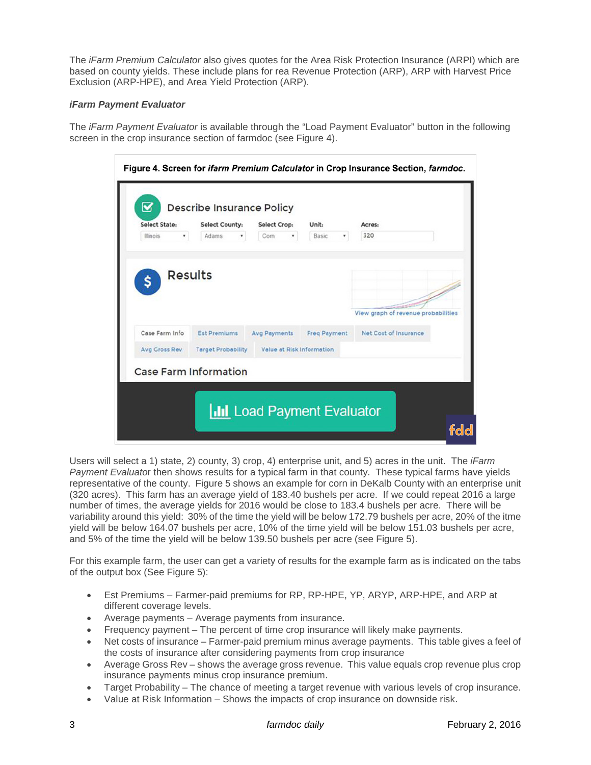The *iFarm Premium Calculator* also gives quotes for the Area Risk Protection Insurance (ARPI) which are based on county yields. These include plans for rea Revenue Protection (ARP), ARP with Harvest Price Exclusion (ARP-HPE), and Area Yield Protection (ARP).

***iFarm Payment Evaluator***

The *iFarm Payment Evaluator* is available through the "Load Payment Evaluator" button in the following screen in the crop insurance section of farmdoc (see Figure 4).

**Figure 4. Screen for *ifarm Premium Calculator* in Crop Insurance Section, *farmdoc*.**

Users will select a 1) state, 2) county, 3) crop, 4) enterprise unit, and 5) acres in the unit. The *iFarm Payment Evaluator* then shows results for a typical farm in that county. These typical farms have yields representative of the county. Figure 5 shows an example for corn in DeKalb County with an enterprise unit (320 acres). This farm has an average yield of 183.40 bushels per acre. If we could repeat 2016 a large number of times, the average yields for 2016 would be close to 183.4 bushels per acre. There will be variability around this yield: 30% of the time the yield will be below 172.79 bushels per acre, 20% of the itme yield will be below 164.07 bushels per acre, 10% of the time yield will be below 151.03 bushels per acre, and 5% of the time the yield will be below 139.50 bushels per acre (see Figure 5).

For this example farm, the user can get a variety of results for the example farm as is indicated on the tabs of the output box (See Figure 5):

- Est Premiums – Farmer-paid premiums for RP, RP-HPE, YP, ARYP, ARP-HPE, and ARP at different coverage levels.
- Average payments – Average payments from insurance.
- Frequency payment – The percent of time crop insurance will likely make payments.
- Net costs of insurance – Farmer-paid premium minus average payments. This table gives a feel of the costs of insurance after considering payments from crop insurance
- Average Gross Rev – shows the average gross revenue. This value equals crop revenue plus crop insurance payments minus crop insurance premium.
- Target Probability – The chance of meeting a target revenue with various levels of crop insurance.
- Value at Risk Information – Shows the impacts of crop insurance on downside risk.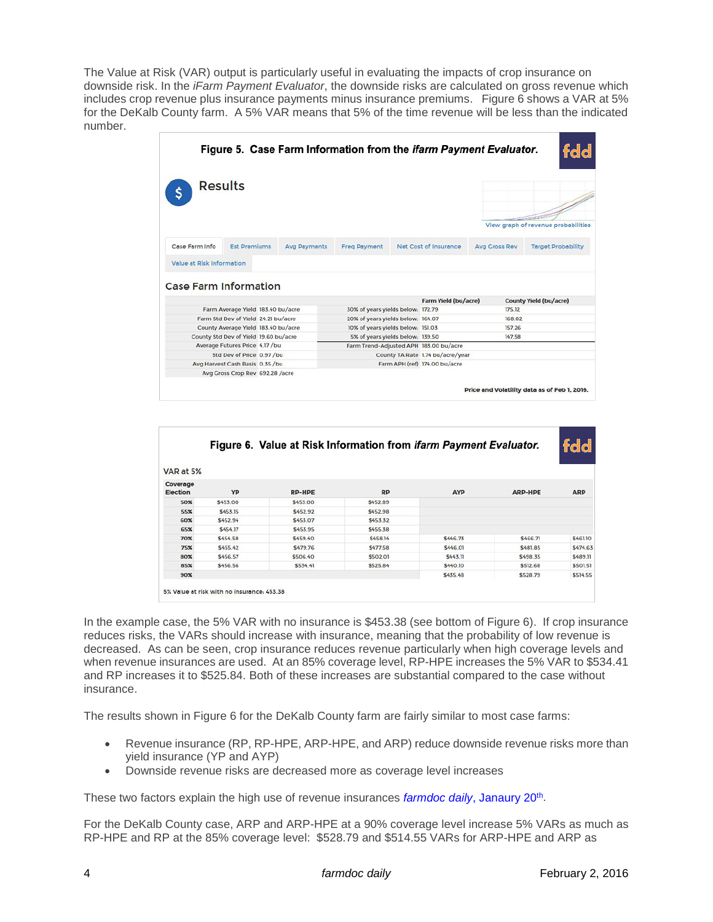The Value at Risk (VAR) output is particularly useful in evaluating the impacts of crop insurance on downside risk. In the *iFarm Payment Evaluator*, the downside risks are calculated on gross revenue which includes crop revenue plus insurance payments minus insurance premiums. Figure 6 shows a VAR at 5% for the DeKalb County farm. A 5% VAR means that 5% of the time revenue will be less than the indicated number.

**Figure 5. Case Farm Information from the *ifarm Payment Evaluator*.**

Results

Case Farm Info | Est Premiums | Avg Payments | Freq Payment | Net Cost of Insurance | Avg Gross Rev | Target Probability | Value at Risk Information

Case Farm Information

| | | | Farm Yield (bu/acre) | County Yield (bu/acre) |
|---|---|---|---|---|
| Farm Average Yield | 183.40 bu/acre | 30% of years yields below: | 172.79 | 175.12 |
| Farm Std Dev of Yield | 24.21 bu/acre | 20% of years yields below: | 164.07 | 168.02 |
| County Average Yield | 183.40 bu/acre | 10% of years yields below: | 151.03 | 157.26 |
| County Std Dev of Yield | 19.60 bu/acre | 5% of years yields below: | 139.50 | 147.58 |
| Average Futures Price | 4.17 /bu | Farm Trend-Adjusted APH | 183.00 bu/acre | |
| Std Dev of Price | 0.97 /bu | County TA Rate | 1.74 bu/acre/year | |
| Avg Harvest Cash Basis | 0.35 /bu | Farm APH (ref) | 174.00 bu/acre | |
| Avg Gross Crop Rev | 692.28 /acre | | | |

Price and Volatility data as of Feb 1, 2016.

**Figure 6. Value at Risk Information from *ifarm Payment Evaluator*.**

VAR at 5%

| Coverage Election | YP | RP-HPE | RP | AYP | ARP-HPE | ARP |
|---|---|---|---|---|---|---|
| 50% | $453.00 | $453.00 | $452.89 | | | |
| 55% | $453.15 | $452.92 | $452.98 | | | |
| 60% | $452.94 | $453.07 | $453.32 | | | |
| 65% | $454.17 | $453.95 | $455.38 | | | |
| 70% | $454.58 | $459.40 | $458.14 | $446.73 | $466.71 | $461.10 |
| 75% | $455.42 | $479.76 | $477.58 | $446.01 | $481.85 | $474.63 |
| 80% | $456.57 | $506.40 | $502.01 | $443.11 | $498.35 | $489.11 |
| 85% | $456.56 | $534.41 | $525.84 | $440.10 | $512.68 | $501.51 |
| 90% | | | | $435.48 | $528.79 | $514.55 |

5% Value at risk with no insurance: 453.38

In the example case, the 5% VAR with no insurance is $453.38 (see bottom of Figure 6). If crop insurance reduces risks, the VARs should increase with insurance, meaning that the probability of low revenue is decreased. As can be seen, crop insurance reduces revenue particularly when high coverage levels and when revenue insurances are used. At an 85% coverage level, RP-HPE increases the 5% VAR to $534.41 and RP increases it to $525.84. Both of these increases are substantial compared to the case without insurance.

The results shown in Figure 6 for the DeKalb County farm are fairly similar to most case farms:

- Revenue insurance (RP, RP-HPE, ARP-HPE, and ARP) reduce downside revenue risks more than yield insurance (YP and AYP)
- Downside revenue risks are decreased more as coverage level increases

These two factors explain the high use of revenue insurances *farmdoc daily*, Janaury 20th.

For the DeKalb County case, ARP and ARP-HPE at a 90% coverage level increase 5% VARs as much as RP-HPE and RP at the 85% coverage level: $528.79 and $514.55 VARs for ARP-HPE and ARP as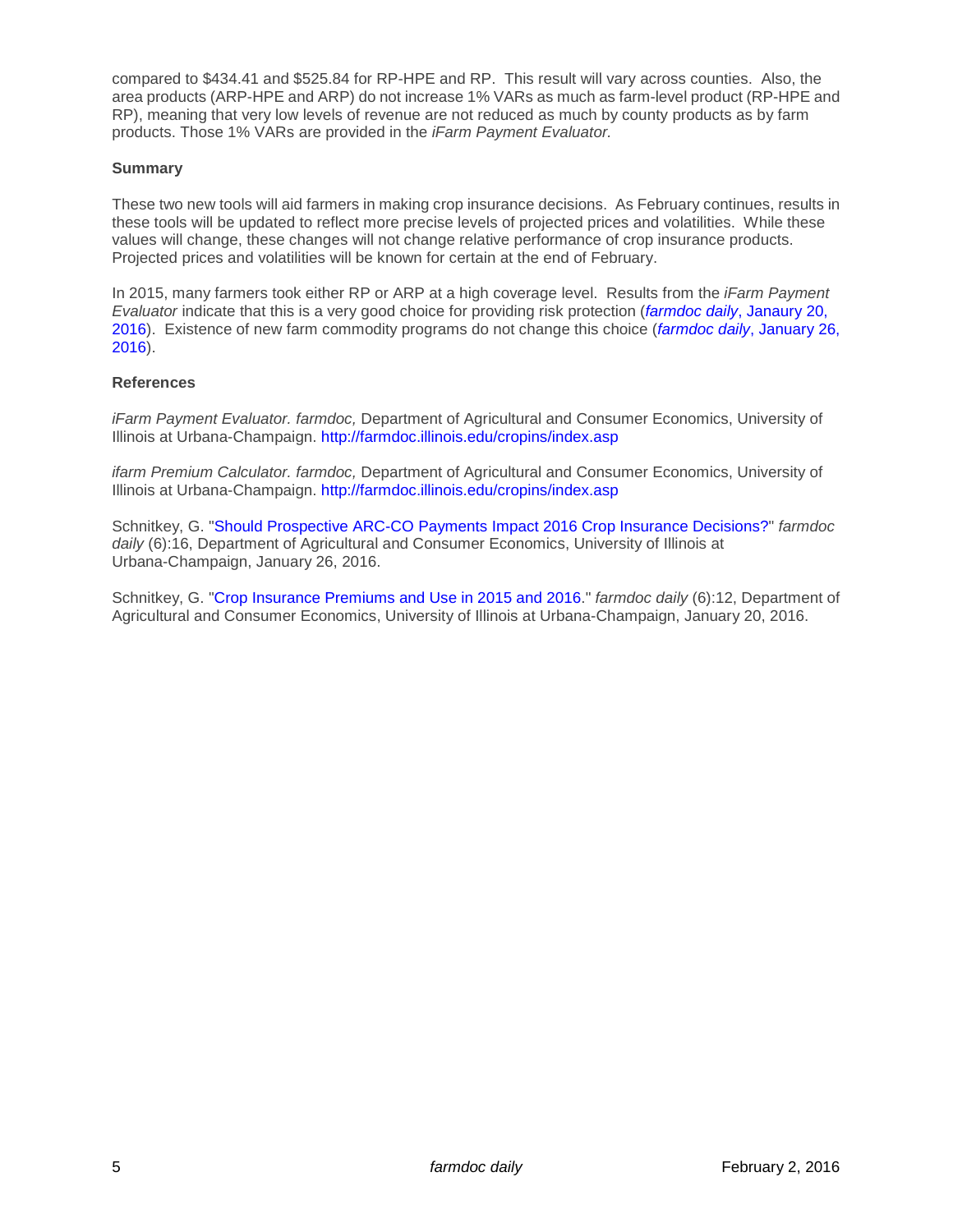compared to $434.41 and $525.84 for RP-HPE and RP. This result will vary across counties. Also, the area products (ARP-HPE and ARP) do not increase 1% VARs as much as farm-level product (RP-HPE and RP), meaning that very low levels of revenue are not reduced as much by county products as by farm products. Those 1% VARs are provided in the *iFarm Payment Evaluator.*

**Summary**

These two new tools will aid farmers in making crop insurance decisions. As February continues, results in these tools will be updated to reflect more precise levels of projected prices and volatilities. While these values will change, these changes will not change relative performance of crop insurance products. Projected prices and volatilities will be known for certain at the end of February.

In 2015, many farmers took either RP or ARP at a high coverage level. Results from the *iFarm Payment Evaluator* indicate that this is a very good choice for providing risk protection (*farmdoc daily*, Janaury 20, 2016). Existence of new farm commodity programs do not change this choice (*farmdoc daily*, January 26, 2016).

**References**

*iFarm Payment Evaluator. farmdoc,* Department of Agricultural and Consumer Economics, University of Illinois at Urbana-Champaign. http://farmdoc.illinois.edu/cropins/index.asp

*ifarm Premium Calculator. farmdoc,* Department of Agricultural and Consumer Economics, University of Illinois at Urbana-Champaign. http://farmdoc.illinois.edu/cropins/index.asp

Schnitkey, G. "Should Prospective ARC-CO Payments Impact 2016 Crop Insurance Decisions?" *farmdoc daily* (6):16, Department of Agricultural and Consumer Economics, University of Illinois at Urbana-Champaign, January 26, 2016.

Schnitkey, G. "Crop Insurance Premiums and Use in 2015 and 2016." *farmdoc daily* (6):12, Department of Agricultural and Consumer Economics, University of Illinois at Urbana-Champaign, January 20, 2016.